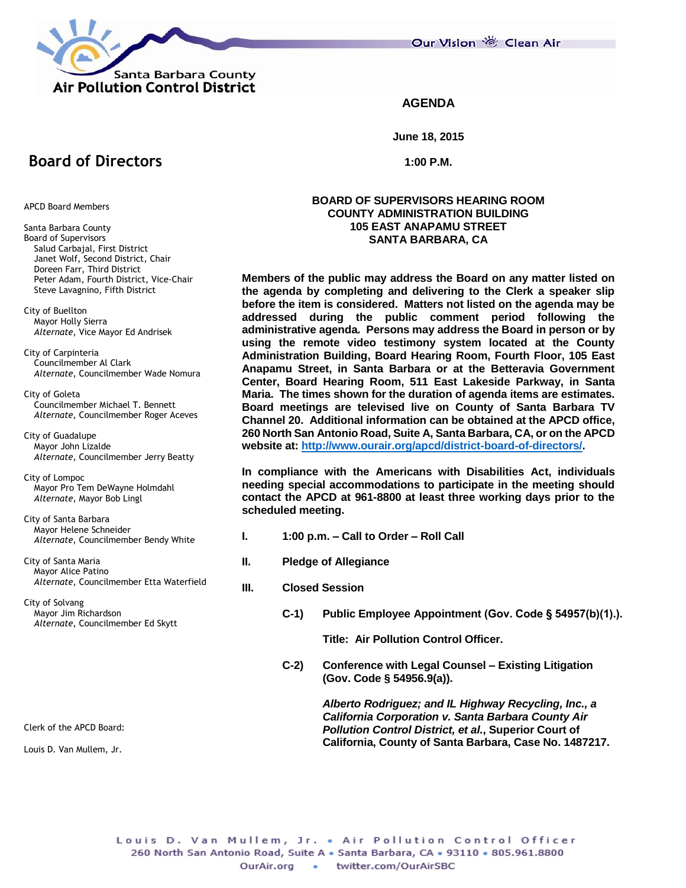Santa Barbara County
**Air Pollution Control District**

Our Vision  Clean Air

# AGENDA

**June 18, 2015**

**1:00 P.M.**

## Board of Directors

**BOARD OF SUPERVISORS HEARING ROOM**
**COUNTY ADMINISTRATION BUILDING**
**105 EAST ANAPAMU STREET**
**SANTA BARBARA, CA**

APCD Board Members

Santa Barbara County
Board of Supervisors
- Salud Carbajal, First District
- Janet Wolf, Second District, Chair
- Doreen Farr, Third District
- Peter Adam, Fourth District, Vice-Chair
- Steve Lavagnino, Fifth District

City of Buellton
- Mayor Holly Sierra
- *Alternate*, Vice Mayor Ed Andrisek

City of Carpinteria
- Councilmember Al Clark
- *Alternate*, Councilmember Wade Nomura

City of Goleta
- Councilmember Michael T. Bennett
- *Alternate*, Councilmember Roger Aceves

City of Guadalupe
- Mayor John Lizalde
- *Alternate*, Councilmember Jerry Beatty

City of Lompoc
- Mayor Pro Tem DeWayne Holmdahl
- *Alternate*, Mayor Bob Lingl

City of Santa Barbara
- Mayor Helene Schneider
- *Alternate*, Councilmember Bendy White

City of Santa Maria
- Mayor Alice Patino
- *Alternate*, Councilmember Etta Waterfield

City of Solvang
- Mayor Jim Richardson
- *Alternate*, Councilmember Ed Skytt

Clerk of the APCD Board:

Louis D. Van Mullem, Jr.

**Members of the public may address the Board on any matter listed on the agenda by completing and delivering to the Clerk a speaker slip before the item is considered. Matters not listed on the agenda may be addressed during the public comment period following the administrative agenda. Persons may address the Board in person or by using the remote video testimony system located at the County Administration Building, Board Hearing Room, Fourth Floor, 105 East Anapamu Street, in Santa Barbara or at the Betteravia Government Center, Board Hearing Room, 511 East Lakeside Parkway, in Santa Maria. The times shown for the duration of agenda items are estimates. Board meetings are televised live on County of Santa Barbara TV Channel 20. Additional information can be obtained at the APCD office, 260 North San Antonio Road, Suite A, Santa Barbara, CA, or on the APCD website at: [http://www.ourair.org/apcd/district-board-of-directors/](http://www.ourair.org/apcd/district-board-of-directors/).**

**In compliance with the Americans with Disabilities Act, individuals needing special accommodations to participate in the meeting should contact the APCD at 961-8800 at least three working days prior to the scheduled meeting.**

**I. 1:00 p.m. – Call to Order – Roll Call**

**II. Pledge of Allegiance**

**III. Closed Session**

**C-1) Public Employee Appointment (Gov. Code § 54957(b)(1).).**

**Title: Air Pollution Control Officer.**

**C-2) Conference with Legal Counsel – Existing Litigation (Gov. Code § 54956.9(a)).**

***Alberto Rodriguez; and IL Highway Recycling, Inc., a California Corporation v. Santa Barbara County Air Pollution Control District, et al.*, Superior Court of California, County of Santa Barbara, Case No. 1487217.**

Louis D. Van Mullem, Jr. • Air Pollution Control Officer
260 North San Antonio Road, Suite A • Santa Barbara, CA • 93110 • 805.961.8800
OurAir.org • twitter.com/OurAirSBC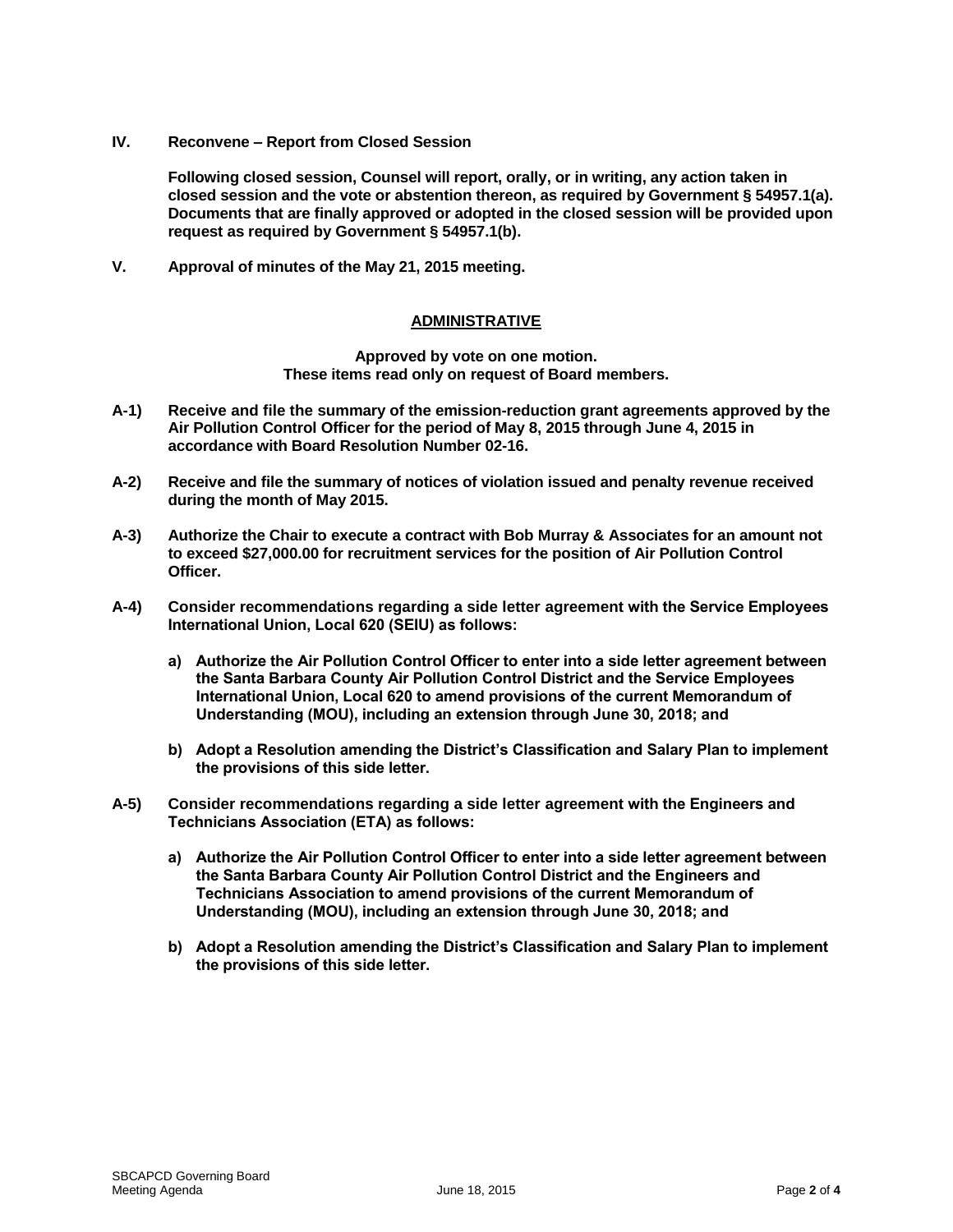**IV. Reconvene – Report from Closed Session**

**Following closed session, Counsel will report, orally, or in writing, any action taken in closed session and the vote or abstention thereon, as required by Government § 54957.1(a). Documents that are finally approved or adopted in the closed session will be provided upon request as required by Government § 54957.1(b).**

**V. Approval of minutes of the May 21, 2015 meeting.**

## ADMINISTRATIVE

**Approved by vote on one motion.**
**These items read only on request of Board members.**

**A-1) Receive and file the summary of the emission-reduction grant agreements approved by the Air Pollution Control Officer for the period of May 8, 2015 through June 4, 2015 in accordance with Board Resolution Number 02-16.**

**A-2) Receive and file the summary of notices of violation issued and penalty revenue received during the month of May 2015.**

**A-3) Authorize the Chair to execute a contract with Bob Murray & Associates for an amount not to exceed $27,000.00 for recruitment services for the position of Air Pollution Control Officer.**

**A-4) Consider recommendations regarding a side letter agreement with the Service Employees International Union, Local 620 (SEIU) as follows:**

**a) Authorize the Air Pollution Control Officer to enter into a side letter agreement between the Santa Barbara County Air Pollution Control District and the Service Employees International Union, Local 620 to amend provisions of the current Memorandum of Understanding (MOU), including an extension through June 30, 2018; and**

**b) Adopt a Resolution amending the District's Classification and Salary Plan to implement the provisions of this side letter.**

**A-5) Consider recommendations regarding a side letter agreement with the Engineers and Technicians Association (ETA) as follows:**

**a) Authorize the Air Pollution Control Officer to enter into a side letter agreement between the Santa Barbara County Air Pollution Control District and the Engineers and Technicians Association to amend provisions of the current Memorandum of Understanding (MOU), including an extension through June 30, 2018; and**

**b) Adopt a Resolution amending the District's Classification and Salary Plan to implement the provisions of this side letter.**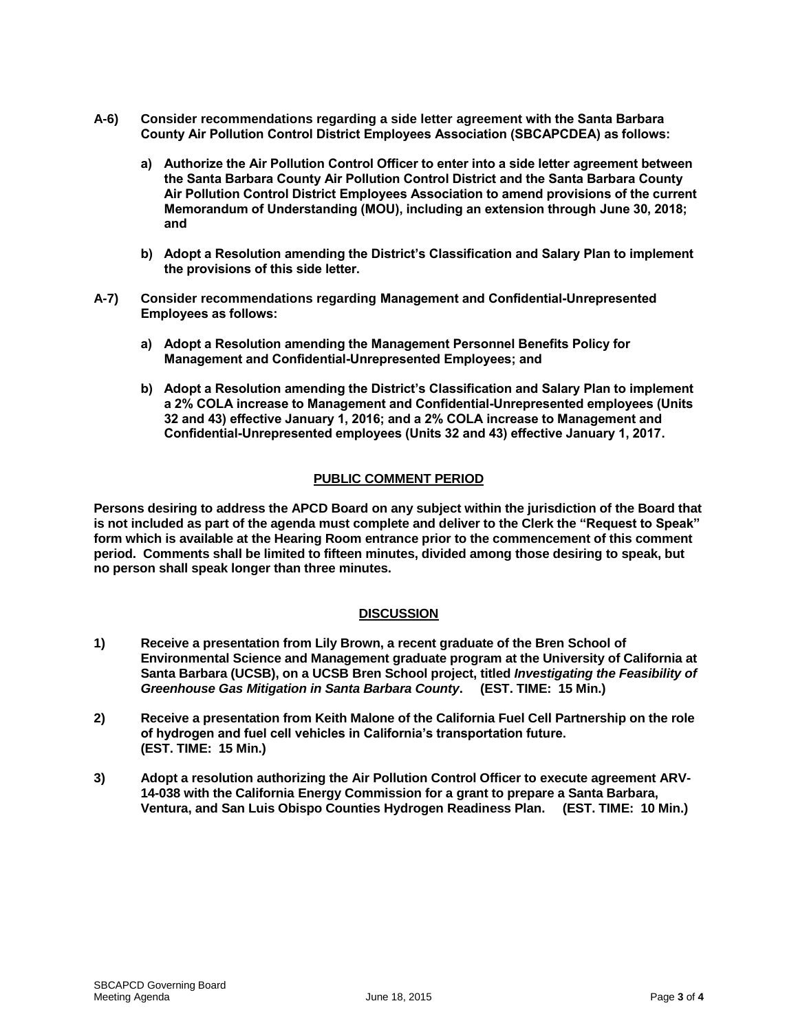**A-6) Consider recommendations regarding a side letter agreement with the Santa Barbara County Air Pollution Control District Employees Association (SBCAPCDEA) as follows:**

**a) Authorize the Air Pollution Control Officer to enter into a side letter agreement between the Santa Barbara County Air Pollution Control District and the Santa Barbara County Air Pollution Control District Employees Association to amend provisions of the current Memorandum of Understanding (MOU), including an extension through June 30, 2018; and**

**b) Adopt a Resolution amending the District's Classification and Salary Plan to implement the provisions of this side letter.**

**A-7) Consider recommendations regarding Management and Confidential-Unrepresented Employees as follows:**

**a) Adopt a Resolution amending the Management Personnel Benefits Policy for Management and Confidential-Unrepresented Employees; and**

**b) Adopt a Resolution amending the District's Classification and Salary Plan to implement a 2% COLA increase to Management and Confidential-Unrepresented employees (Units 32 and 43) effective January 1, 2016; and a 2% COLA increase to Management and Confidential-Unrepresented employees (Units 32 and 43) effective January 1, 2017.**

## PUBLIC COMMENT PERIOD

**Persons desiring to address the APCD Board on any subject within the jurisdiction of the Board that is not included as part of the agenda must complete and deliver to the Clerk the "Request to Speak" form which is available at the Hearing Room entrance prior to the commencement of this comment period. Comments shall be limited to fifteen minutes, divided among those desiring to speak, but no person shall speak longer than three minutes.**

## DISCUSSION

**1) Receive a presentation from Lily Brown, a recent graduate of the Bren School of Environmental Science and Management graduate program at the University of California at Santa Barbara (UCSB), on a UCSB Bren School project, titled *Investigating the Feasibility of Greenhouse Gas Mitigation in Santa Barbara County*. (EST. TIME: 15 Min.)**

**2) Receive a presentation from Keith Malone of the California Fuel Cell Partnership on the role of hydrogen and fuel cell vehicles in California's transportation future. (EST. TIME: 15 Min.)**

**3) Adopt a resolution authorizing the Air Pollution Control Officer to execute agreement ARV-14-038 with the California Energy Commission for a grant to prepare a Santa Barbara, Ventura, and San Luis Obispo Counties Hydrogen Readiness Plan. (EST. TIME: 10 Min.)**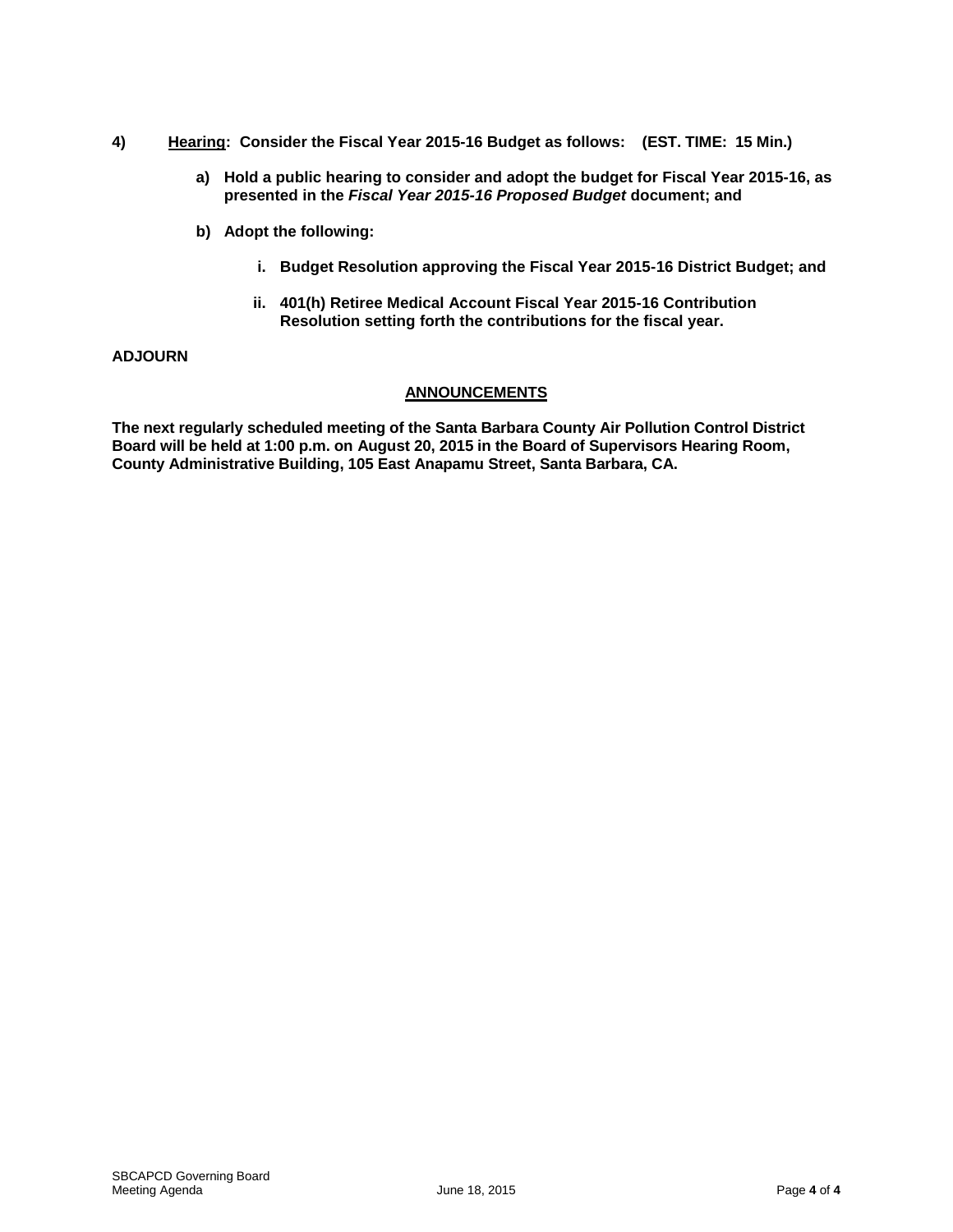**4) <u>Hearing</u>: Consider the Fiscal Year 2015-16 Budget as follows: (EST. TIME: 15 Min.)**

- **a) Hold a public hearing to consider and adopt the budget for Fiscal Year 2015-16, as presented in the *Fiscal Year 2015-16 Proposed Budget* document; and**

- **b) Adopt the following:**

  - **i. Budget Resolution approving the Fiscal Year 2015-16 District Budget; and**

  - **ii. 401(h) Retiree Medical Account Fiscal Year 2015-16 Contribution Resolution setting forth the contributions for the fiscal year.**

**ADJOURN**

## <u>ANNOUNCEMENTS</u>

**The next regularly scheduled meeting of the Santa Barbara County Air Pollution Control District Board will be held at 1:00 p.m. on August 20, 2015 in the Board of Supervisors Hearing Room, County Administrative Building, 105 East Anapamu Street, Santa Barbara, CA.**